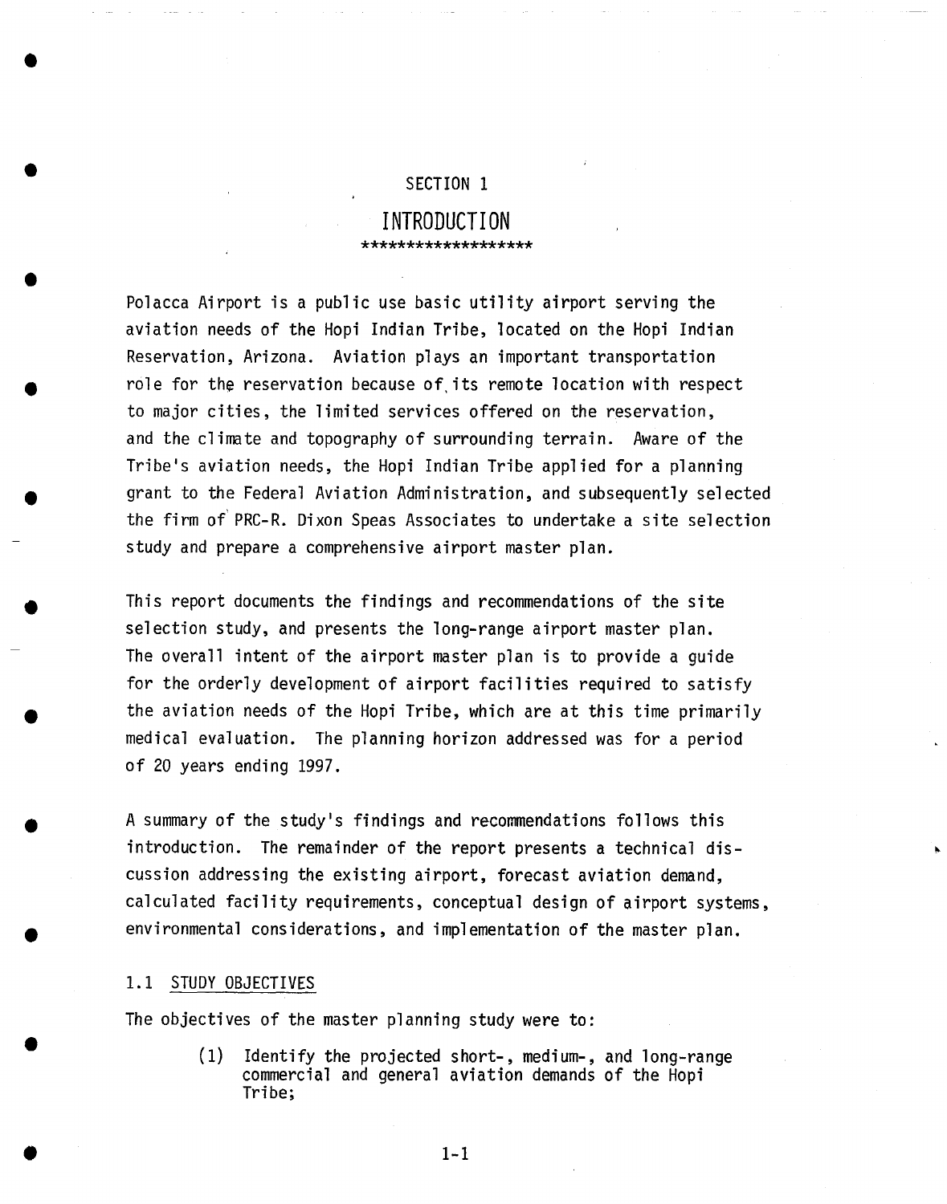# SECTION 1

# INTRODUCTION

*******************

Polacca Airport is a public use basic utility airport serving the aviation needs of the Hopi Indian Tribe, located on the Hopi Indian Reservation, Arizona. Aviation plays an important transportation role for the reservation because of its remote location with respect to major cities, the limited services offered on the reservation, and the climate and topography of surrounding terrain. Aware of the Tribe's aviation needs, the Hopi Indian Tribe applied for a planning grant to the Federal Aviation Administration, and subsequently selected the firm of PRC-R. Dixon Speas Associates to undertake a site selection study and prepare a comprehensive airport master plan.

This report documents the findings and recommendations of the site selection study, and presents the long-range airport master plan. The overall intent of the airport master plan is to provide a guide for the orderly development of airport facilities required to satisfy the aviation needs of the Hopi Tribe, which are at this time primarily medical evaluation. The planning horizon addressed was for a period of 20 years ending 1997.

A summary of the study's findings and recommendations follows this introduction. The remainder of the report presents a technical discussion addressing the existing airport, forecast aviation demand, calculated facility requirements, conceptual design of airport systems, environmental considerations, and implementation of the master plan.

## 1.1 STUDY OBJECTIVES

The objectives of the master planning study were to:

(1) Identify the projected short-, medium-, and long-range commercial and general aviation demands of the Hopi Tribe;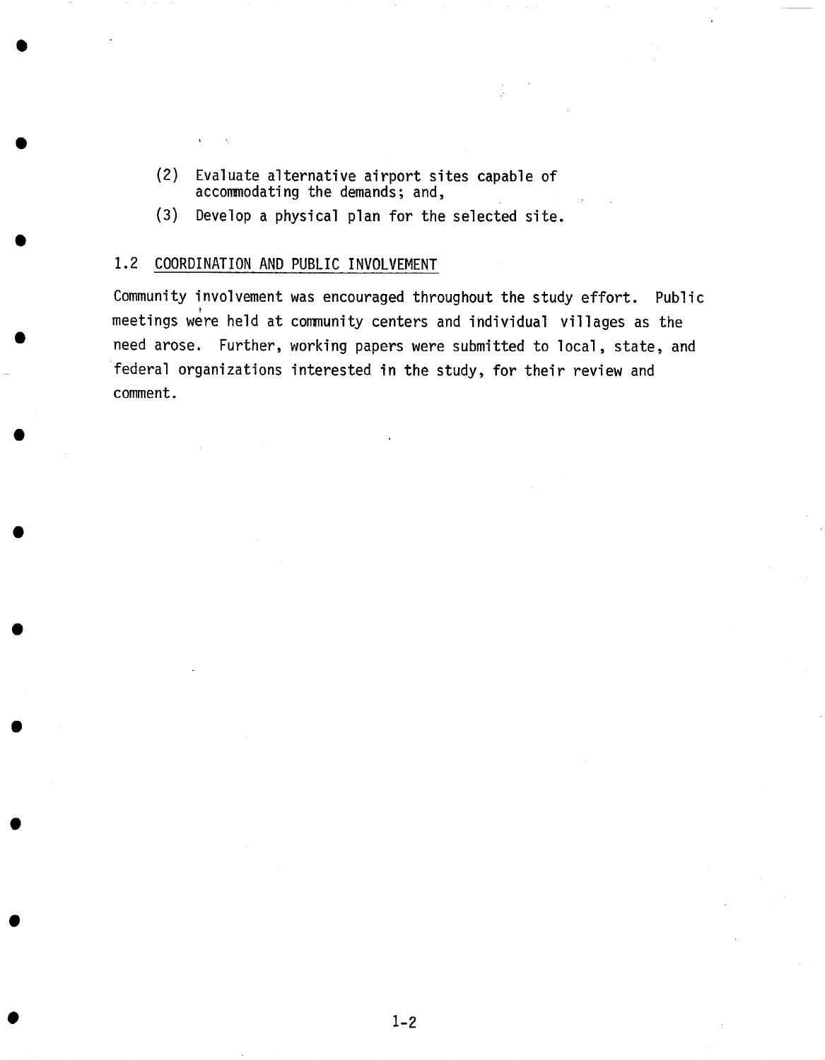(2) Evaluate alternative airport sites capable of accommodating the demands; and,

(3) Develop a physical plan for the selected site.

## 1.2 COORDINATION AND PUBLIC INVOLVEMENT

Community involvement was encouraged throughout the study effort. Public meetings were held at community centers and individual villages as the need arose. Further, working papers were submitted to local, state, and federal organizations interested in the study, for their review and comment.